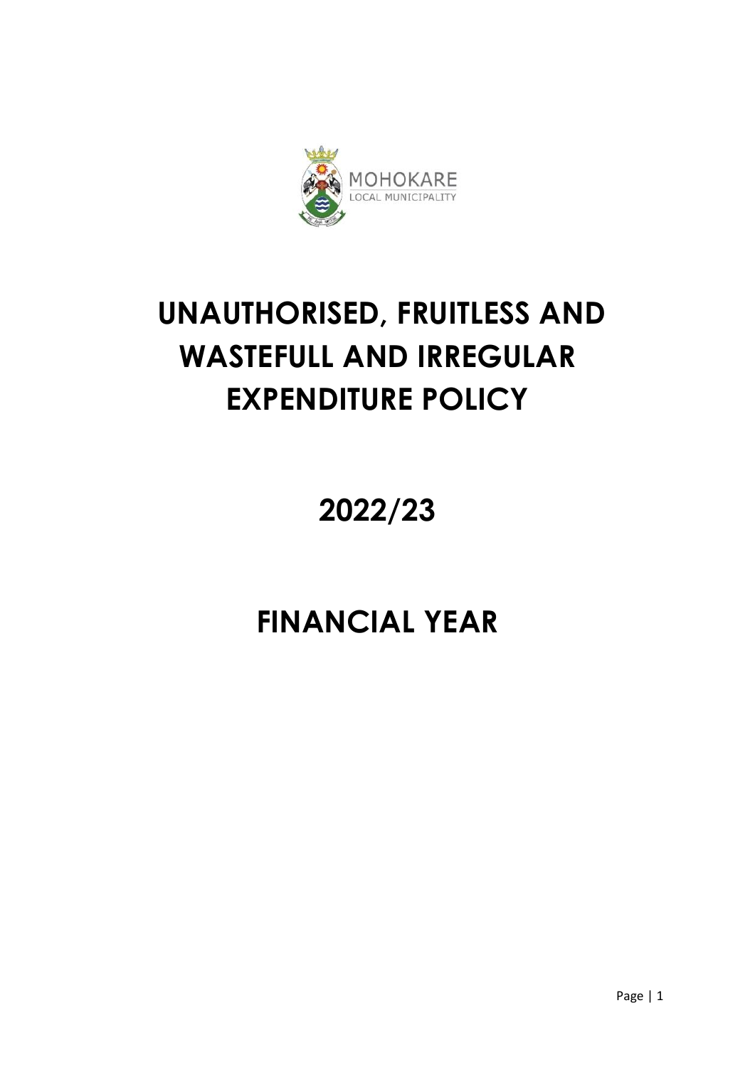MOHOKARE
LOCAL MUNICIPALITY

# UNAUTHORISED, FRUITLESS AND WASTEFULL AND IRREGULAR EXPENDITURE POLICY

# 2022/23

# FINANCIAL YEAR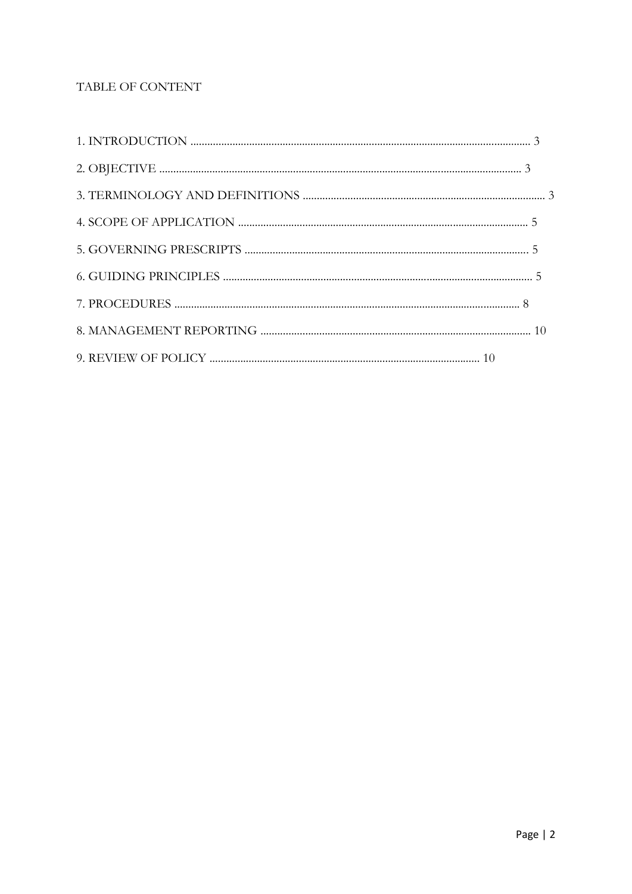TABLE OF CONTENT

1. INTRODUCTION ........................................................................................................................ 3
2. OBJECTIVE ................................................................................................................................ 3
3. TERMINOLOGY AND DEFINITIONS ...................................................................................... 3
4. SCOPE OF APPLICATION ....................................................................................................... 5
5. GOVERNING PRESCRIPTS .................................................................................................... 5
6. GUIDING PRINCIPLES ............................................................................................................. 5
7. PROCEDURES ........................................................................................................................... 8
8. MANAGEMENT REPORTING ................................................................................................ 10
9. REVIEW OF POLICY ................................................................................................ 10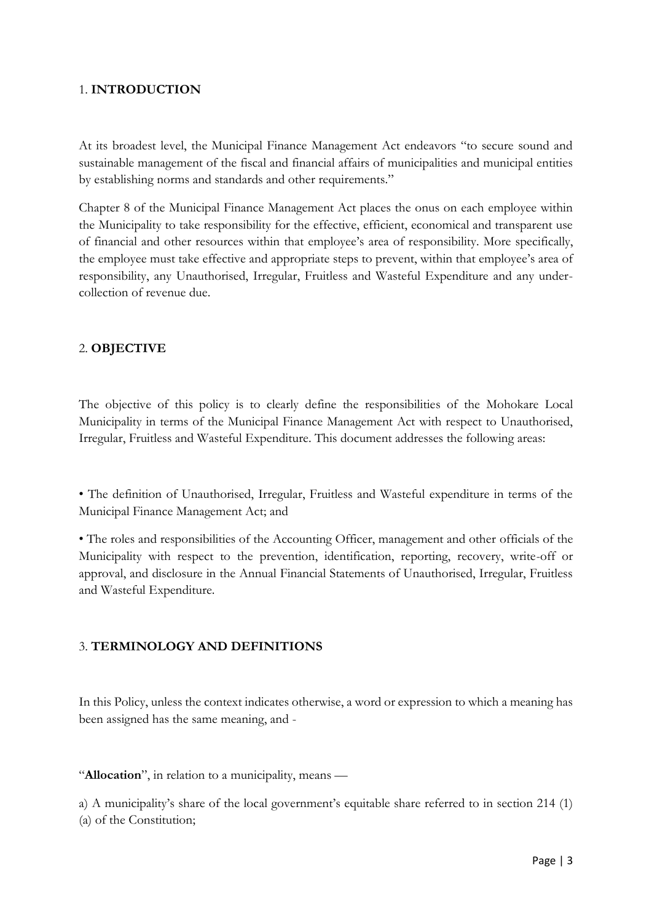## 1. **INTRODUCTION**

At its broadest level, the Municipal Finance Management Act endeavors "to secure sound and sustainable management of the fiscal and financial affairs of municipalities and municipal entities by establishing norms and standards and other requirements."

Chapter 8 of the Municipal Finance Management Act places the onus on each employee within the Municipality to take responsibility for the effective, efficient, economical and transparent use of financial and other resources within that employee's area of responsibility. More specifically, the employee must take effective and appropriate steps to prevent, within that employee's area of responsibility, any Unauthorised, Irregular, Fruitless and Wasteful Expenditure and any under-collection of revenue due.

## 2. **OBJECTIVE**

The objective of this policy is to clearly define the responsibilities of the Mohokare Local Municipality in terms of the Municipal Finance Management Act with respect to Unauthorised, Irregular, Fruitless and Wasteful Expenditure. This document addresses the following areas:

• The definition of Unauthorised, Irregular, Fruitless and Wasteful expenditure in terms of the Municipal Finance Management Act; and

• The roles and responsibilities of the Accounting Officer, management and other officials of the Municipality with respect to the prevention, identification, reporting, recovery, write-off or approval, and disclosure in the Annual Financial Statements of Unauthorised, Irregular, Fruitless and Wasteful Expenditure.

## 3. **TERMINOLOGY AND DEFINITIONS**

In this Policy, unless the context indicates otherwise, a word or expression to which a meaning has been assigned has the same meaning, and -

"**Allocation**", in relation to a municipality, means —

a) A municipality's share of the local government's equitable share referred to in section 214 (1) (a) of the Constitution;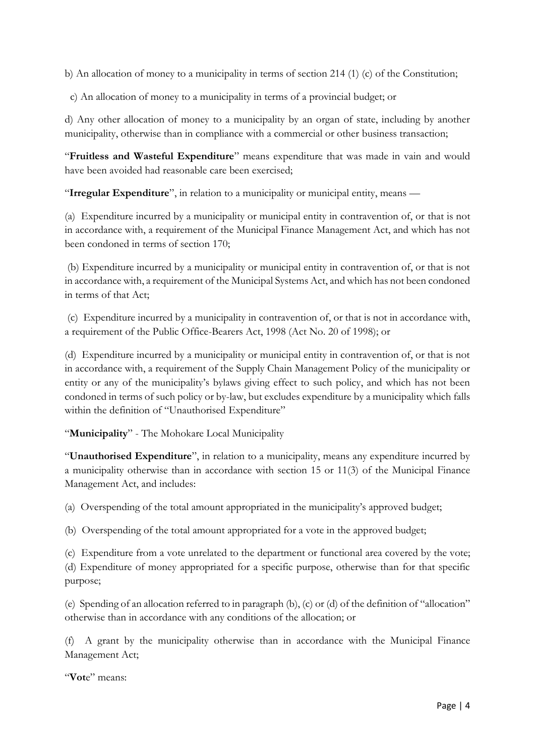b) An allocation of money to a municipality in terms of section 214 (1) (c) of the Constitution;

c) An allocation of money to a municipality in terms of a provincial budget; or

d) Any other allocation of money to a municipality by an organ of state, including by another municipality, otherwise than in compliance with a commercial or other business transaction;

"**Fruitless and Wasteful Expenditure**" means expenditure that was made in vain and would have been avoided had reasonable care been exercised;

"**Irregular Expenditure**", in relation to a municipality or municipal entity, means —

(a) Expenditure incurred by a municipality or municipal entity in contravention of, or that is not in accordance with, a requirement of the Municipal Finance Management Act, and which has not been condoned in terms of section 170;

(b) Expenditure incurred by a municipality or municipal entity in contravention of, or that is not in accordance with, a requirement of the Municipal Systems Act, and which has not been condoned in terms of that Act;

(c) Expenditure incurred by a municipality in contravention of, or that is not in accordance with, a requirement of the Public Office-Bearers Act, 1998 (Act No. 20 of 1998); or

(d) Expenditure incurred by a municipality or municipal entity in contravention of, or that is not in accordance with, a requirement of the Supply Chain Management Policy of the municipality or entity or any of the municipality's bylaws giving effect to such policy, and which has not been condoned in terms of such policy or by-law, but excludes expenditure by a municipality which falls within the definition of "Unauthorised Expenditure"

"**Municipality**" - The Mohokare Local Municipality

"**Unauthorised Expenditure**", in relation to a municipality, means any expenditure incurred by a municipality otherwise than in accordance with section 15 or 11(3) of the Municipal Finance Management Act, and includes:

(a) Overspending of the total amount appropriated in the municipality's approved budget;

(b) Overspending of the total amount appropriated for a vote in the approved budget;

(c) Expenditure from a vote unrelated to the department or functional area covered by the vote;

(d) Expenditure of money appropriated for a specific purpose, otherwise than for that specific purpose;

(e) Spending of an allocation referred to in paragraph (b), (c) or (d) of the definition of "allocation" otherwise than in accordance with any conditions of the allocation; or

(f) A grant by the municipality otherwise than in accordance with the Municipal Finance Management Act;

"**Vote**" means: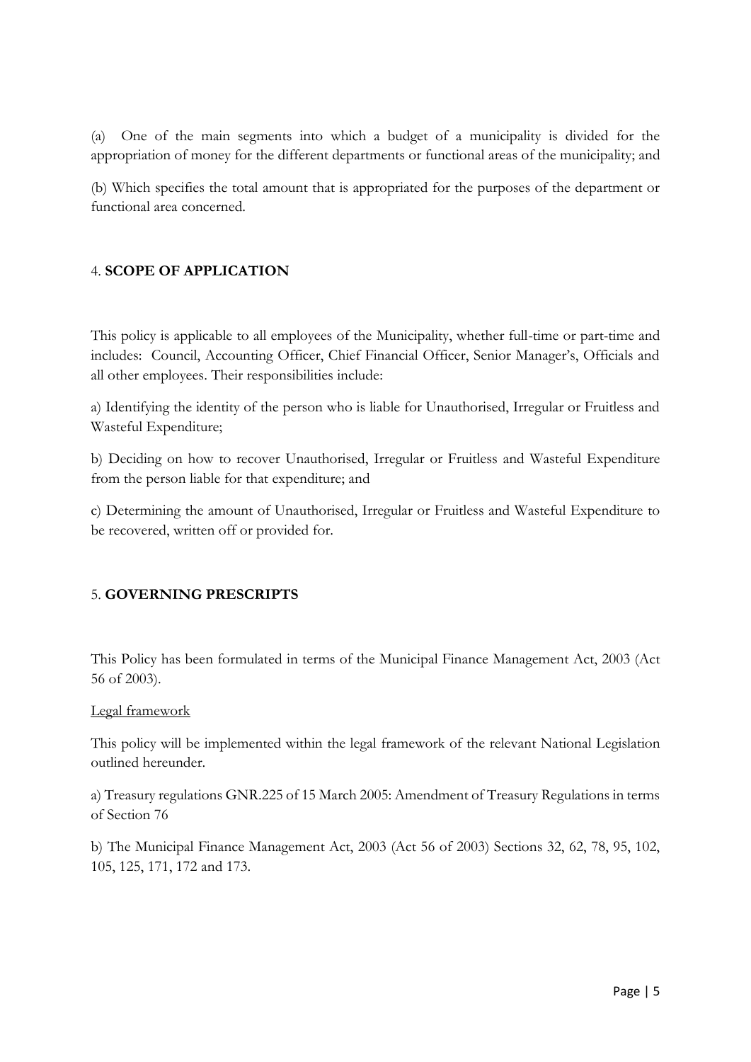(a) One of the main segments into which a budget of a municipality is divided for the appropriation of money for the different departments or functional areas of the municipality; and

(b) Which specifies the total amount that is appropriated for the purposes of the department or functional area concerned.

## 4. **SCOPE OF APPLICATION**

This policy is applicable to all employees of the Municipality, whether full-time or part-time and includes: Council, Accounting Officer, Chief Financial Officer, Senior Manager's, Officials and all other employees. Their responsibilities include:

a) Identifying the identity of the person who is liable for Unauthorised, Irregular or Fruitless and Wasteful Expenditure;

b) Deciding on how to recover Unauthorised, Irregular or Fruitless and Wasteful Expenditure from the person liable for that expenditure; and

c) Determining the amount of Unauthorised, Irregular or Fruitless and Wasteful Expenditure to be recovered, written off or provided for.

## 5. **GOVERNING PRESCRIPTS**

This Policy has been formulated in terms of the Municipal Finance Management Act, 2003 (Act 56 of 2003).

Legal framework

This policy will be implemented within the legal framework of the relevant National Legislation outlined hereunder.

a) Treasury regulations GNR.225 of 15 March 2005: Amendment of Treasury Regulations in terms of Section 76

b) The Municipal Finance Management Act, 2003 (Act 56 of 2003) Sections 32, 62, 78, 95, 102, 105, 125, 171, 172 and 173.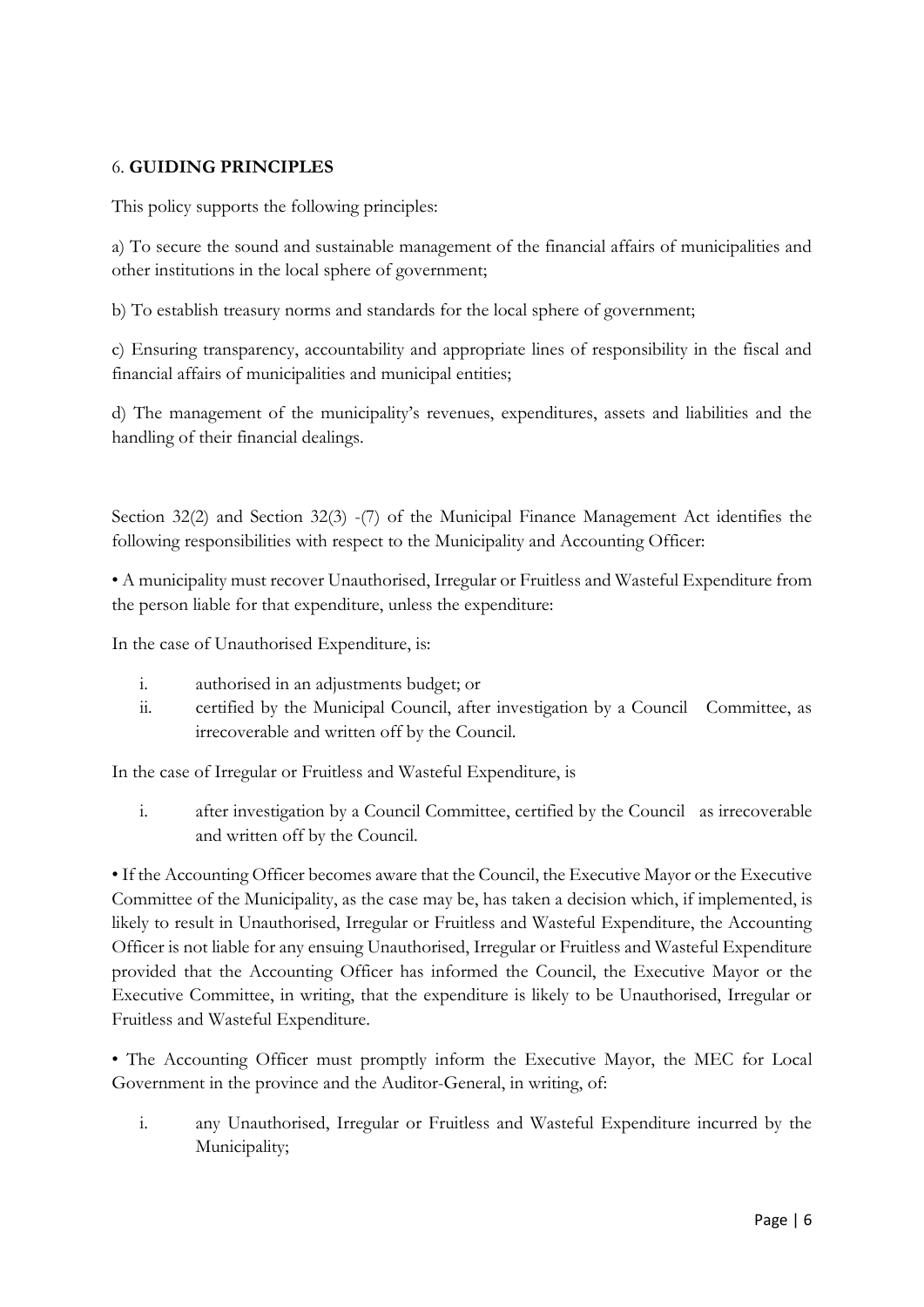## 6. **GUIDING PRINCIPLES**

This policy supports the following principles:

a) To secure the sound and sustainable management of the financial affairs of municipalities and other institutions in the local sphere of government;

b) To establish treasury norms and standards for the local sphere of government;

c) Ensuring transparency, accountability and appropriate lines of responsibility in the fiscal and financial affairs of municipalities and municipal entities;

d) The management of the municipality's revenues, expenditures, assets and liabilities and the handling of their financial dealings.

Section 32(2) and Section 32(3) -(7) of the Municipal Finance Management Act identifies the following responsibilities with respect to the Municipality and Accounting Officer:

• A municipality must recover Unauthorised, Irregular or Fruitless and Wasteful Expenditure from the person liable for that expenditure, unless the expenditure:

In the case of Unauthorised Expenditure, is:

i. authorised in an adjustments budget; or
ii. certified by the Municipal Council, after investigation by a Council Committee, as irrecoverable and written off by the Council.

In the case of Irregular or Fruitless and Wasteful Expenditure, is

i. after investigation by a Council Committee, certified by the Council as irrecoverable and written off by the Council.

• If the Accounting Officer becomes aware that the Council, the Executive Mayor or the Executive Committee of the Municipality, as the case may be, has taken a decision which, if implemented, is likely to result in Unauthorised, Irregular or Fruitless and Wasteful Expenditure, the Accounting Officer is not liable for any ensuing Unauthorised, Irregular or Fruitless and Wasteful Expenditure provided that the Accounting Officer has informed the Council, the Executive Mayor or the Executive Committee, in writing, that the expenditure is likely to be Unauthorised, Irregular or Fruitless and Wasteful Expenditure.

• The Accounting Officer must promptly inform the Executive Mayor, the MEC for Local Government in the province and the Auditor-General, in writing, of:

i. any Unauthorised, Irregular or Fruitless and Wasteful Expenditure incurred by the Municipality;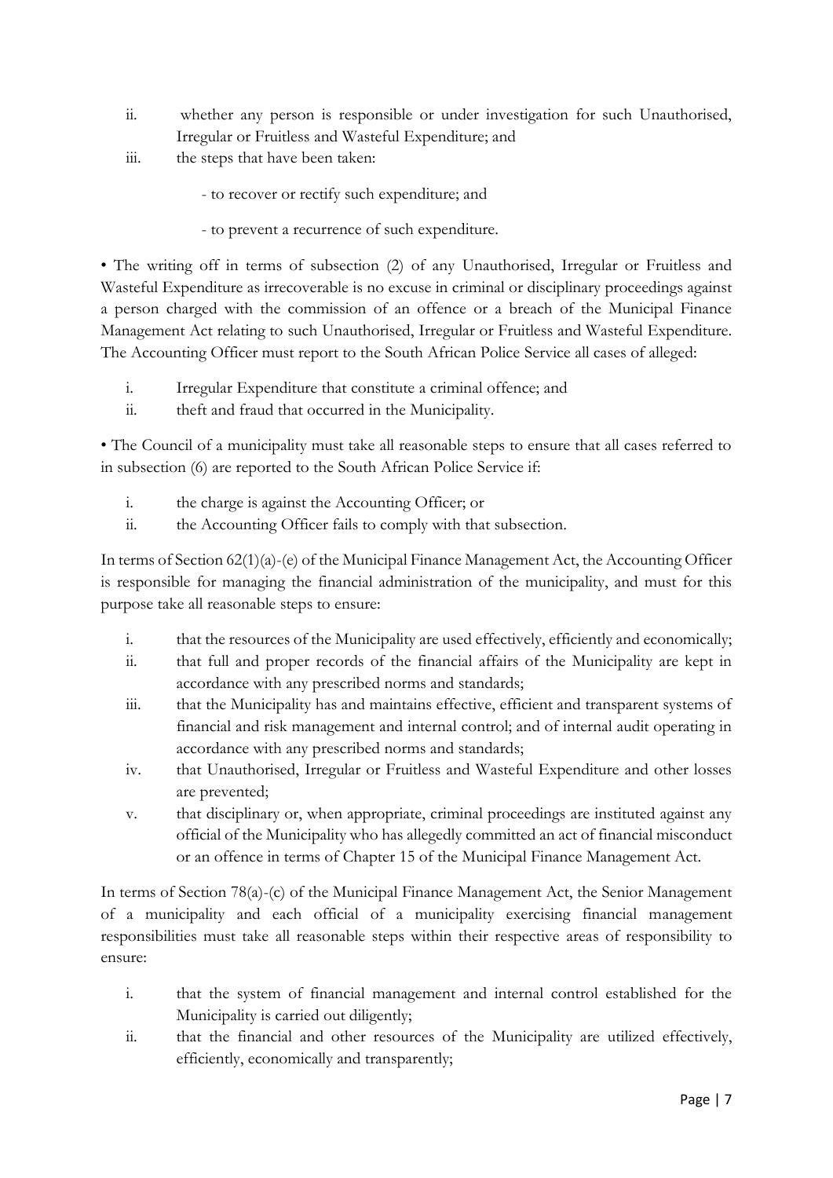ii. whether any person is responsible or under investigation for such Unauthorised, Irregular or Fruitless and Wasteful Expenditure; and
iii. the steps that have been taken:

  - to recover or rectify such expenditure; and

  - to prevent a recurrence of such expenditure.

• The writing off in terms of subsection (2) of any Unauthorised, Irregular or Fruitless and Wasteful Expenditure as irrecoverable is no excuse in criminal or disciplinary proceedings against a person charged with the commission of an offence or a breach of the Municipal Finance Management Act relating to such Unauthorised, Irregular or Fruitless and Wasteful Expenditure. The Accounting Officer must report to the South African Police Service all cases of alleged:

i. Irregular Expenditure that constitute a criminal offence; and
ii. theft and fraud that occurred in the Municipality.

• The Council of a municipality must take all reasonable steps to ensure that all cases referred to in subsection (6) are reported to the South African Police Service if:

i. the charge is against the Accounting Officer; or
ii. the Accounting Officer fails to comply with that subsection.

In terms of Section 62(1)(a)-(e) of the Municipal Finance Management Act, the Accounting Officer is responsible for managing the financial administration of the municipality, and must for this purpose take all reasonable steps to ensure:

i. that the resources of the Municipality are used effectively, efficiently and economically;
ii. that full and proper records of the financial affairs of the Municipality are kept in accordance with any prescribed norms and standards;
iii. that the Municipality has and maintains effective, efficient and transparent systems of financial and risk management and internal control; and of internal audit operating in accordance with any prescribed norms and standards;
iv. that Unauthorised, Irregular or Fruitless and Wasteful Expenditure and other losses are prevented;
v. that disciplinary or, when appropriate, criminal proceedings are instituted against any official of the Municipality who has allegedly committed an act of financial misconduct or an offence in terms of Chapter 15 of the Municipal Finance Management Act.

In terms of Section 78(a)-(c) of the Municipal Finance Management Act, the Senior Management of a municipality and each official of a municipality exercising financial management responsibilities must take all reasonable steps within their respective areas of responsibility to ensure:

i. that the system of financial management and internal control established for the Municipality is carried out diligently;
ii. that the financial and other resources of the Municipality are utilized effectively, efficiently, economically and transparently;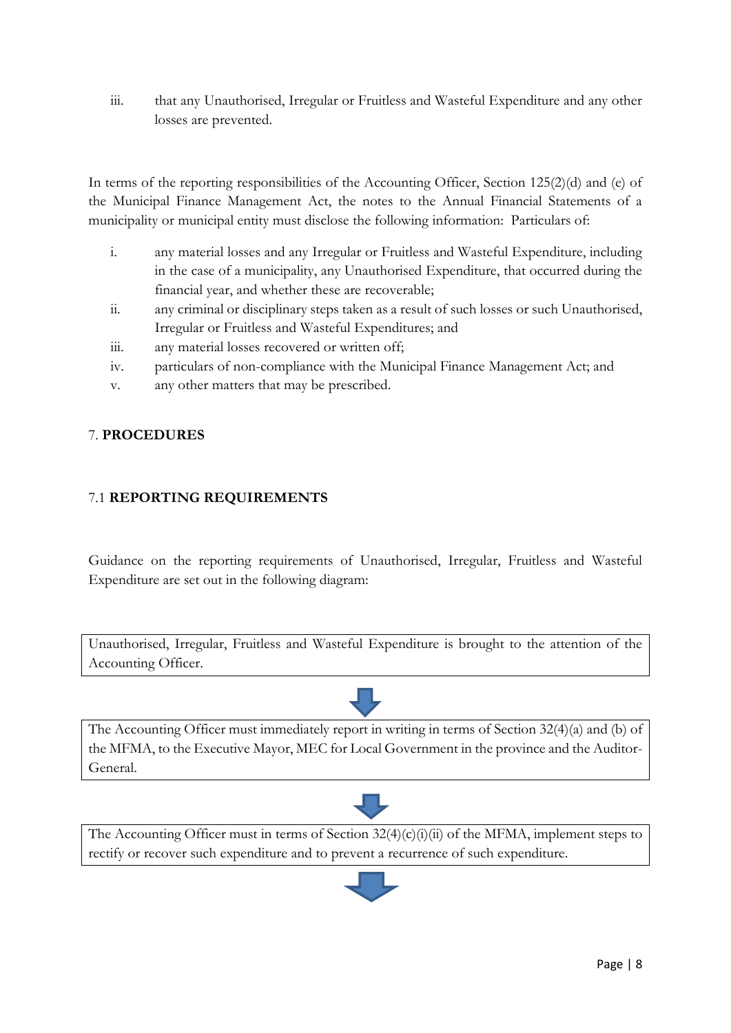iii. that any Unauthorised, Irregular or Fruitless and Wasteful Expenditure and any other losses are prevented.

In terms of the reporting responsibilities of the Accounting Officer, Section 125(2)(d) and (e) of the Municipal Finance Management Act, the notes to the Annual Financial Statements of a municipality or municipal entity must disclose the following information: Particulars of:

i. any material losses and any Irregular or Fruitless and Wasteful Expenditure, including in the case of a municipality, any Unauthorised Expenditure, that occurred during the financial year, and whether these are recoverable;
ii. any criminal or disciplinary steps taken as a result of such losses or such Unauthorised, Irregular or Fruitless and Wasteful Expenditures; and
iii. any material losses recovered or written off;
iv. particulars of non-compliance with the Municipal Finance Management Act; and
v. any other matters that may be prescribed.

## 7. PROCEDURES

### 7.1 REPORTING REQUIREMENTS

Guidance on the reporting requirements of Unauthorised, Irregular, Fruitless and Wasteful Expenditure are set out in the following diagram:

Unauthorised, Irregular, Fruitless and Wasteful Expenditure is brought to the attention of the Accounting Officer.

↓

The Accounting Officer must immediately report in writing in terms of Section 32(4)(a) and (b) of the MFMA, to the Executive Mayor, MEC for Local Government in the province and the Auditor-General.

↓

The Accounting Officer must in terms of Section 32(4)(c)(i)(ii) of the MFMA, implement steps to rectify or recover such expenditure and to prevent a recurrence of such expenditure.

↓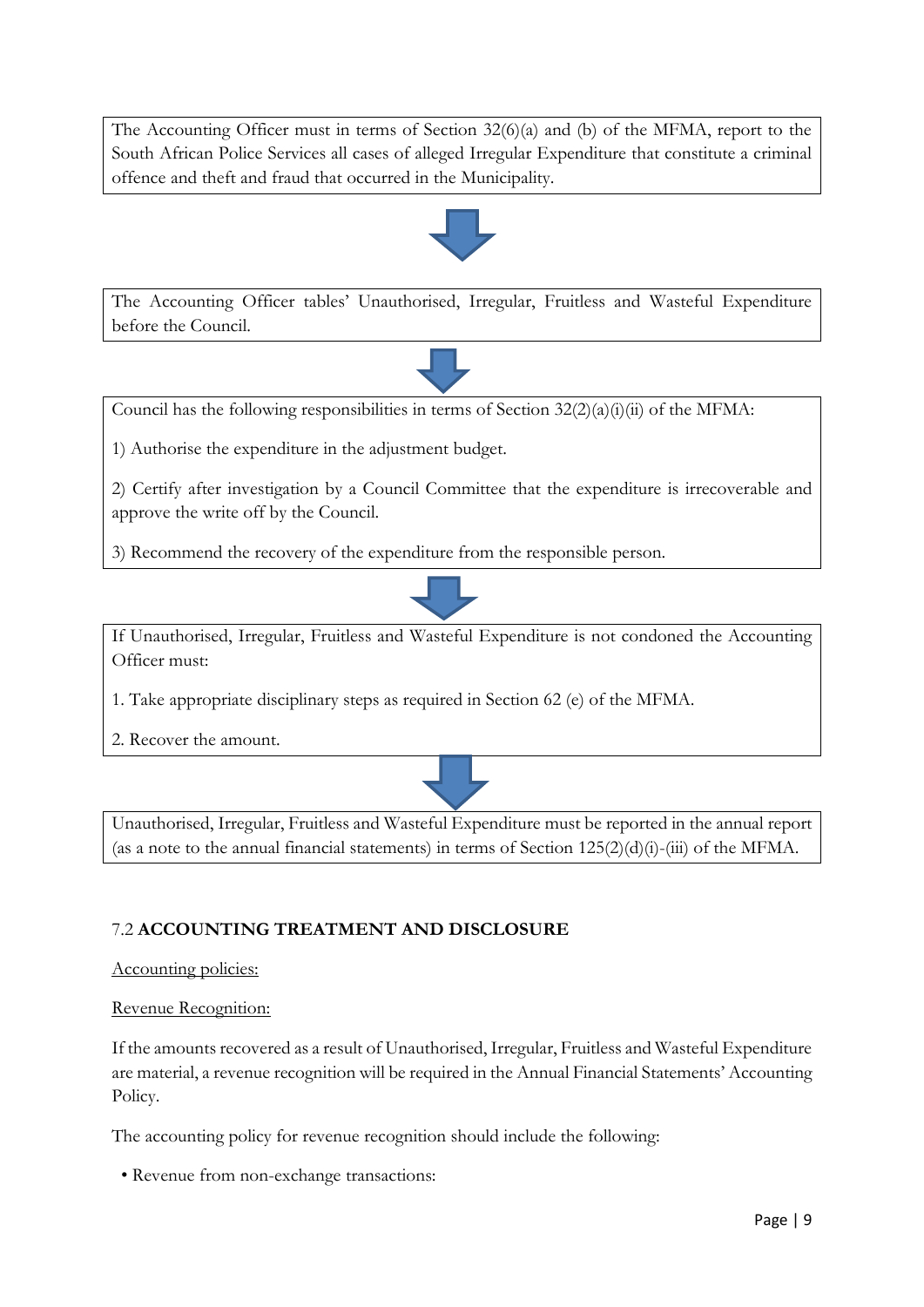The Accounting Officer must in terms of Section 32(6)(a) and (b) of the MFMA, report to the South African Police Services all cases of alleged Irregular Expenditure that constitute a criminal offence and theft and fraud that occurred in the Municipality.

↓

The Accounting Officer tables' Unauthorised, Irregular, Fruitless and Wasteful Expenditure before the Council.

↓

Council has the following responsibilities in terms of Section 32(2)(a)(i)(ii) of the MFMA:

1) Authorise the expenditure in the adjustment budget.

2) Certify after investigation by a Council Committee that the expenditure is irrecoverable and approve the write off by the Council.

3) Recommend the recovery of the expenditure from the responsible person.

↓

If Unauthorised, Irregular, Fruitless and Wasteful Expenditure is not condoned the Accounting Officer must:

1. Take appropriate disciplinary steps as required in Section 62 (e) of the MFMA.
2. Recover the amount.

↓

Unauthorised, Irregular, Fruitless and Wasteful Expenditure must be reported in the annual report (as a note to the annual financial statements) in terms of Section 125(2)(d)(i)-(iii) of the MFMA.

### 7.2 **ACCOUNTING TREATMENT AND DISCLOSURE**

<u>Accounting policies:</u>

<u>Revenue Recognition:</u>

If the amounts recovered as a result of Unauthorised, Irregular, Fruitless and Wasteful Expenditure are material, a revenue recognition will be required in the Annual Financial Statements' Accounting Policy.

The accounting policy for revenue recognition should include the following:

- Revenue from non-exchange transactions: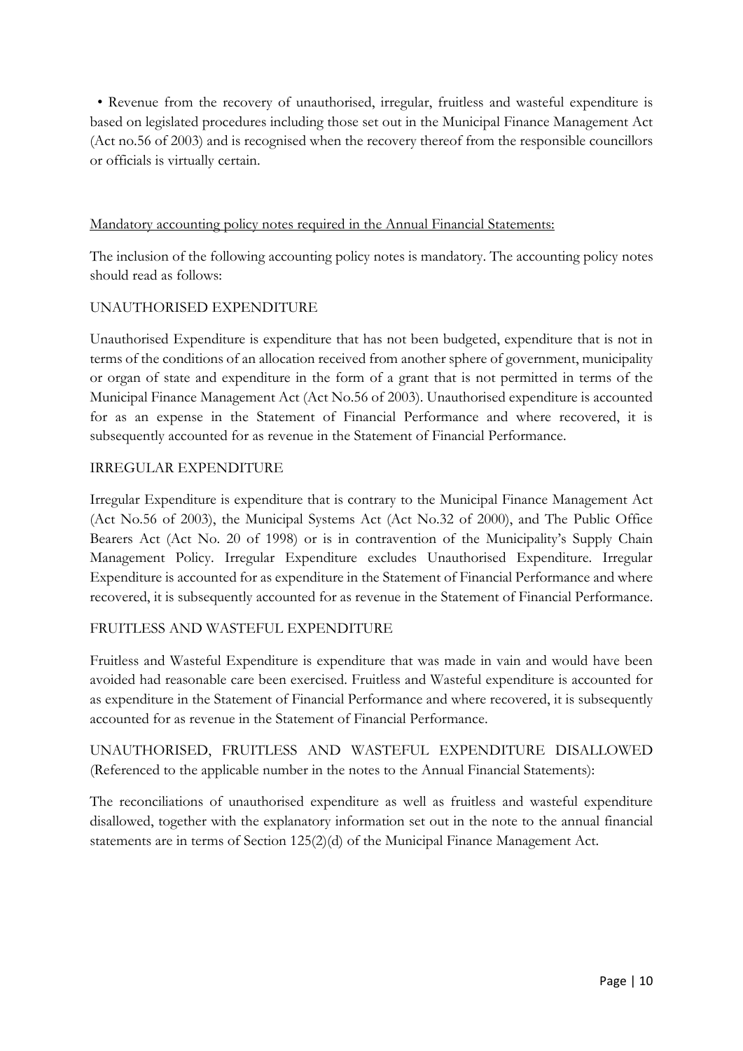- Revenue from the recovery of unauthorised, irregular, fruitless and wasteful expenditure is based on legislated procedures including those set out in the Municipal Finance Management Act (Act no.56 of 2003) and is recognised when the recovery thereof from the responsible councillors or officials is virtually certain.

<u>Mandatory accounting policy notes required in the Annual Financial Statements:</u>

The inclusion of the following accounting policy notes is mandatory. The accounting policy notes should read as follows:

UNAUTHORISED EXPENDITURE

Unauthorised Expenditure is expenditure that has not been budgeted, expenditure that is not in terms of the conditions of an allocation received from another sphere of government, municipality or organ of state and expenditure in the form of a grant that is not permitted in terms of the Municipal Finance Management Act (Act No.56 of 2003). Unauthorised expenditure is accounted for as an expense in the Statement of Financial Performance and where recovered, it is subsequently accounted for as revenue in the Statement of Financial Performance.

IRREGULAR EXPENDITURE

Irregular Expenditure is expenditure that is contrary to the Municipal Finance Management Act (Act No.56 of 2003), the Municipal Systems Act (Act No.32 of 2000), and The Public Office Bearers Act (Act No. 20 of 1998) or is in contravention of the Municipality's Supply Chain Management Policy. Irregular Expenditure excludes Unauthorised Expenditure. Irregular Expenditure is accounted for as expenditure in the Statement of Financial Performance and where recovered, it is subsequently accounted for as revenue in the Statement of Financial Performance.

FRUITLESS AND WASTEFUL EXPENDITURE

Fruitless and Wasteful Expenditure is expenditure that was made in vain and would have been avoided had reasonable care been exercised. Fruitless and Wasteful expenditure is accounted for as expenditure in the Statement of Financial Performance and where recovered, it is subsequently accounted for as revenue in the Statement of Financial Performance.

UNAUTHORISED, FRUITLESS AND WASTEFUL EXPENDITURE DISALLOWED (Referenced to the applicable number in the notes to the Annual Financial Statements):

The reconciliations of unauthorised expenditure as well as fruitless and wasteful expenditure disallowed, together with the explanatory information set out in the note to the annual financial statements are in terms of Section 125(2)(d) of the Municipal Finance Management Act.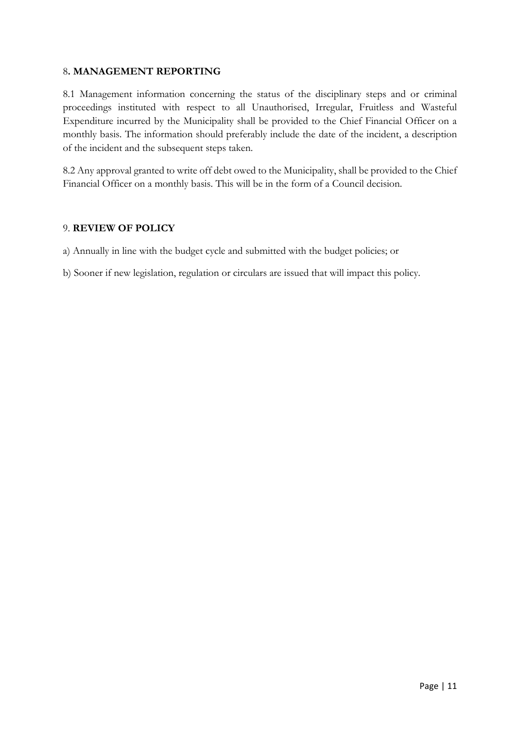## 8. MANAGEMENT REPORTING

8.1 Management information concerning the status of the disciplinary steps and or criminal proceedings instituted with respect to all Unauthorised, Irregular, Fruitless and Wasteful Expenditure incurred by the Municipality shall be provided to the Chief Financial Officer on a monthly basis. The information should preferably include the date of the incident, a description of the incident and the subsequent steps taken.

8.2 Any approval granted to write off debt owed to the Municipality, shall be provided to the Chief Financial Officer on a monthly basis. This will be in the form of a Council decision.

## 9. REVIEW OF POLICY

a) Annually in line with the budget cycle and submitted with the budget policies; or

b) Sooner if new legislation, regulation or circulars are issued that will impact this policy.